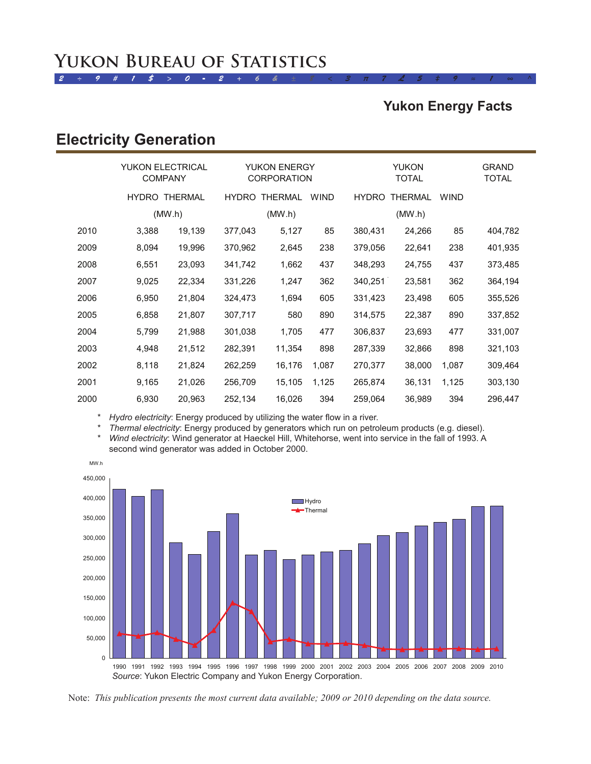# Yukon Bureau of Statistics

## Yukon Energy Facts

## Electricity Generation

| | YUKON ELECTRICAL COMPANY | | YUKON ENERGY CORPORATION | | | YUKON TOTAL | | | GRAND TOTAL |
|---|---|---|---|---|---|---|---|---|---|
| | HYDRO | THERMAL | HYDRO | THERMAL | WIND | HYDRO | THERMAL | WIND | |
| | (MW.h) | | (MW.h) | | | (MW.h) | | | |
| 2010 | 3,388 | 19,139 | 377,043 | 5,127 | 85 | 380,431 | 24,266 | 85 | 404,782 |
| 2009 | 8,094 | 19,996 | 370,962 | 2,645 | 238 | 379,056 | 22,641 | 238 | 401,935 |
| 2008 | 6,551 | 23,093 | 341,742 | 1,662 | 437 | 348,293 | 24,755 | 437 | 373,485 |
| 2007 | 9,025 | 22,334 | 331,226 | 1,247 | 362 | 340,251 | 23,581 | 362 | 364,194 |
| 2006 | 6,950 | 21,804 | 324,473 | 1,694 | 605 | 331,423 | 23,498 | 605 | 355,526 |
| 2005 | 6,858 | 21,807 | 307,717 | 580 | 890 | 314,575 | 22,387 | 890 | 337,852 |
| 2004 | 5,799 | 21,988 | 301,038 | 1,705 | 477 | 306,837 | 23,693 | 477 | 331,007 |
| 2003 | 4,948 | 21,512 | 282,391 | 11,354 | 898 | 287,339 | 32,866 | 898 | 321,103 |
| 2002 | 8,118 | 21,824 | 262,259 | 16,176 | 1,087 | 270,377 | 38,000 | 1,087 | 309,464 |
| 2001 | 9,165 | 21,026 | 256,709 | 15,105 | 1,125 | 265,874 | 36,131 | 1,125 | 303,130 |
| 2000 | 6,930 | 20,963 | 252,134 | 16,026 | 394 | 259,064 | 36,989 | 394 | 296,447 |

\* *Hydro electricity*: Energy produced by utilizing the water flow in a river.
\* *Thermal electricity*: Energy produced by generators which run on petroleum products (e.g. diesel).
\* *Wind electricity*: Wind generator at Haeckel Hill, Whitehorse, went into service in the fall of 1993. A second wind generator was added in October 2000.

*Source*: Yukon Electric Company and Yukon Energy Corporation.

Note: *This publication presents the most current data available; 2009 or 2010 depending on the data source.*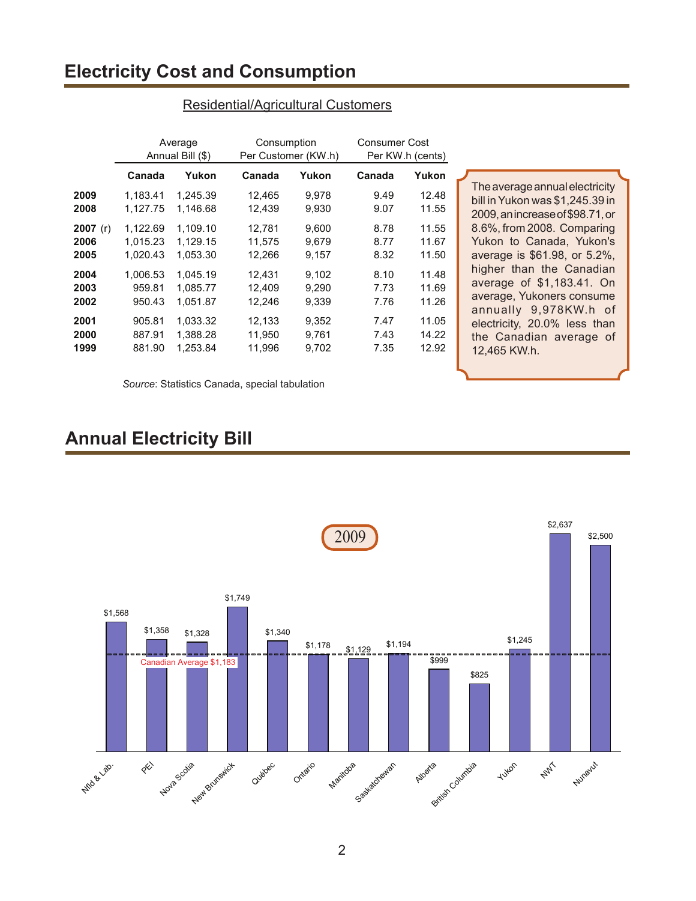## Electricity Cost and Consumption

Residential/Agricultural Customers

| | Average Annual Bill ($) | | Consumption Per Customer (KW.h) | | Consumer Cost Per KW.h (cents) | |
|---|---|---|---|---|---|---|
| | **Canada** | **Yukon** | **Canada** | **Yukon** | **Canada** | **Yukon** |
| **2009** | 1,183.41 | 1,245.39 | 12,465 | 9,978 | 9.49 | 12.48 |
| **2008** | 1,127.75 | 1,146.68 | 12,439 | 9,930 | 9.07 | 11.55 |
| **2007** (r) | 1,122.69 | 1,109.10 | 12,781 | 9,600 | 8.78 | 11.55 |
| **2006** | 1,015.23 | 1,129.15 | 11,575 | 9,679 | 8.77 | 11.67 |
| **2005** | 1,020.43 | 1,053.30 | 12,266 | 9,157 | 8.32 | 11.50 |
| **2004** | 1,006.53 | 1,045.19 | 12,431 | 9,102 | 8.10 | 11.48 |
| **2003** | 959.81 | 1,085.77 | 12,409 | 9,290 | 7.73 | 11.69 |
| **2002** | 950.43 | 1,051.87 | 12,246 | 9,339 | 7.76 | 11.26 |
| **2001** | 905.81 | 1,033.32 | 12,133 | 9,352 | 7.47 | 11.05 |
| **2000** | 887.91 | 1,388.28 | 11,950 | 9,761 | 7.43 | 14.22 |
| **1999** | 881.90 | 1,253.84 | 11,996 | 9,702 | 7.35 | 12.92 |

*Source*: Statistics Canada, special tabulation

The average annual electricity bill in Yukon was $1,245.39 in 2009, an increase of $98.71, or 8.6%, from 2008. Comparing Yukon to Canada, Yukon's average is $61.98, or 5.2%, higher than the Canadian average of $1,183.41. On average, Yukoners consume annually 9,978KW.h of electricity, 20.0% less than the Canadian average of 12,465 KW.h.

## Annual Electricity Bill

2009

| Province/Territory | Annual Bill |
|---|---|
| Nfld & Lab. | $1,568 |
| PEI | $1,358 |
| Nova Scotia | $1,328 |
| New Brunswick | $1,749 |
| Québec | $1,340 |
| Ontario | $1,178 |
| Manitoba | $1,129 |
| Saskatchewan | $1,194 |
| Alberta | $999 |
| British Columbia | $825 |
| Yukon | $1,245 |
| NWT | $2,637 |
| Nunavut | $2,500 |

Canadian Average $1,183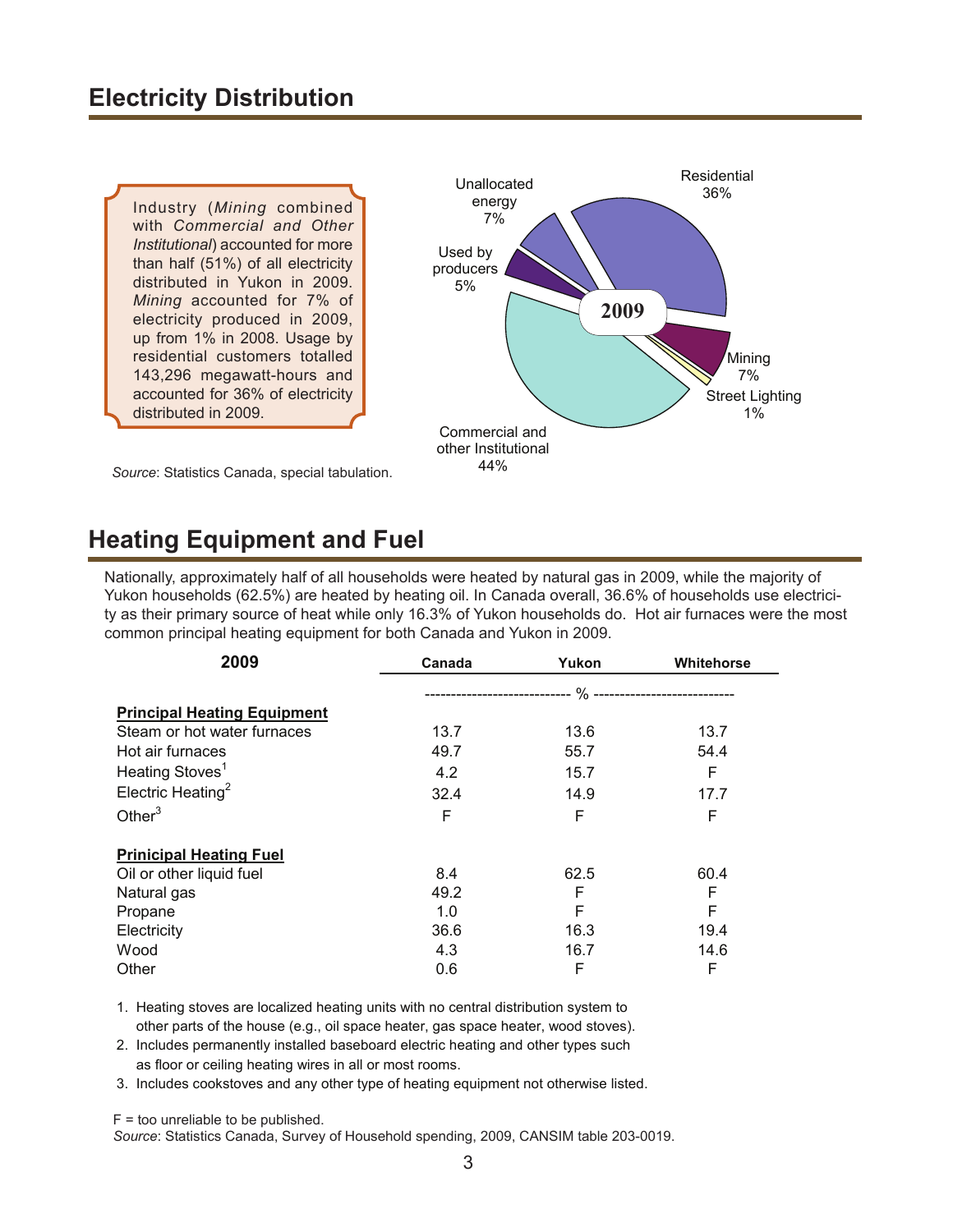## Electricity Distribution

Industry (*Mining* combined with *Commercial and Other Institutional*) accounted for more than half (51%) of all electricity distributed in Yukon in 2009. *Mining* accounted for 7% of electricity produced in 2009, up from 1% in 2008. Usage by residential customers totalled 143,296 megawatt-hours and accounted for 36% of electricity distributed in 2009.

*Source*: Statistics Canada, special tabulation.

2009

Residential 36%

Mining 7%

Street Lighting 1%

Commercial and other Institutional 44%

Used by producers 5%

Unallocated energy 7%

## Heating Equipment and Fuel

Nationally, approximately half of all households were heated by natural gas in 2009, while the majority of Yukon households (62.5%) are heated by heating oil. In Canada overall, 36.6% of households use electricity as their primary source of heat while only 16.3% of Yukon households do. Hot air furnaces were the most common principal heating equipment for both Canada and Yukon in 2009.

| 2009 | Canada | Yukon | Whitehorse |
|---|---|---|---|
| | | % | |
| **Principal Heating Equipment** | | | |
| Steam or hot water furnaces | 13.7 | 13.6 | 13.7 |
| Hot air furnaces | 49.7 | 55.7 | 54.4 |
| Heating Stoves[1] | 4.2 | 15.7 | F |
| Electric Heating[2] | 32.4 | 14.9 | 17.7 |
| Other[3] | F | F | F |
| **Prinicipal Heating Fuel** | | | |
| Oil or other liquid fuel | 8.4 | 62.5 | 60.4 |
| Natural gas | 49.2 | F | F |
| Propane | 1.0 | F | F |
| Electricity | 36.6 | 16.3 | 19.4 |
| Wood | 4.3 | 16.7 | 14.6 |
| Other | 0.6 | F | F |

1. Heating stoves are localized heating units with no central distribution system to other parts of the house (e.g., oil space heater, gas space heater, wood stoves).
2. Includes permanently installed baseboard electric heating and other types such as floor or ceiling heating wires in all or most rooms.
3. Includes cookstoves and any other type of heating equipment not otherwise listed.

F = too unreliable to be published.
*Source*: Statistics Canada, Survey of Household spending, 2009, CANSIM table 203-0019.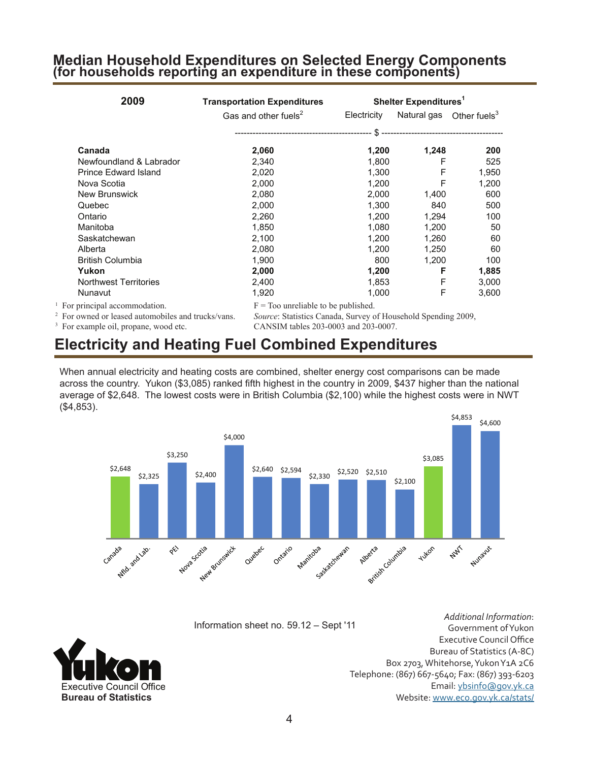## Median Household Expenditures on Selected Energy Components (for households reporting an expenditure in these components)

| 2009 | Transportation Expenditures | Shelter Expenditures[1] | | |
|---|---|---|---|---|
| | Gas and other fuels[2] | Electricity | Natural gas | Other fuels[3] |
| | ---------- $ ---------- | | | |
| **Canada** | **2,060** | **1,200** | **1,248** | **200** |
| Newfoundland & Labrador | 2,340 | 1,800 | F | 525 |
| Prince Edward Island | 2,020 | 1,300 | F | 1,950 |
| Nova Scotia | 2,000 | 1,200 | F | 1,200 |
| New Brunswick | 2,080 | 2,000 | 1,400 | 600 |
| Quebec | 2,000 | 1,300 | 840 | 500 |
| Ontario | 2,260 | 1,200 | 1,294 | 100 |
| Manitoba | 1,850 | 1,080 | 1,200 | 50 |
| Saskatchewan | 2,100 | 1,200 | 1,260 | 60 |
| Alberta | 2,080 | 1,200 | 1,250 | 60 |
| British Columbia | 1,900 | 800 | 1,200 | 100 |
| **Yukon** | **2,000** | **1,200** | **F** | **1,885** |
| Northwest Territories | 2,400 | 1,853 | F | 3,000 |
| Nunavut | 1,920 | 1,000 | F | 3,600 |

[1] For principal accommodation.
[2] For owned or leased automobiles and trucks/vans.
[3] For example oil, propane, wood etc.

F = Too unreliable to be published.
*Source*: Statistics Canada, Survey of Household Spending 2009, CANSIM tables 203-0003 and 203-0007.

## Electricity and Heating Fuel Combined Expenditures

When annual electricity and heating costs are combined, shelter energy cost comparisons can be made across the country. Yukon ($3,085) ranked fifth highest in the country in 2009, $437 higher than the national average of $2,648. The lowest costs were in British Columbia ($2,100) while the highest costs were in NWT ($4,853).

$2,648 $2,325 $3,250 $2,400 $4,000 $2,640 $2,594 $2,330 $2,520 $2,510 $2,100 $3,085 $4,853 $4,600

Canada, Nfld. and Lab., PEI, Nova Scotia, New Brunswick, Quebec, Ontario, Manitoba, Saskatchewan, Alberta, British Columbia, Yukon, NWT, Nunavut

Information sheet no. 59.12 – Sept '11

Executive Council Office
**Bureau of Statistics**

*Additional Information*:
Government of Yukon
Executive Council Office
Bureau of Statistics (A-8C)
Box 2703, Whitehorse, Yukon Y1A 2C6
Telephone: (867) 667-5640; Fax: (867) 393-6203
Email: ybsinfo@gov.yk.ca
Website: www.eco.gov.yk.ca/stats/